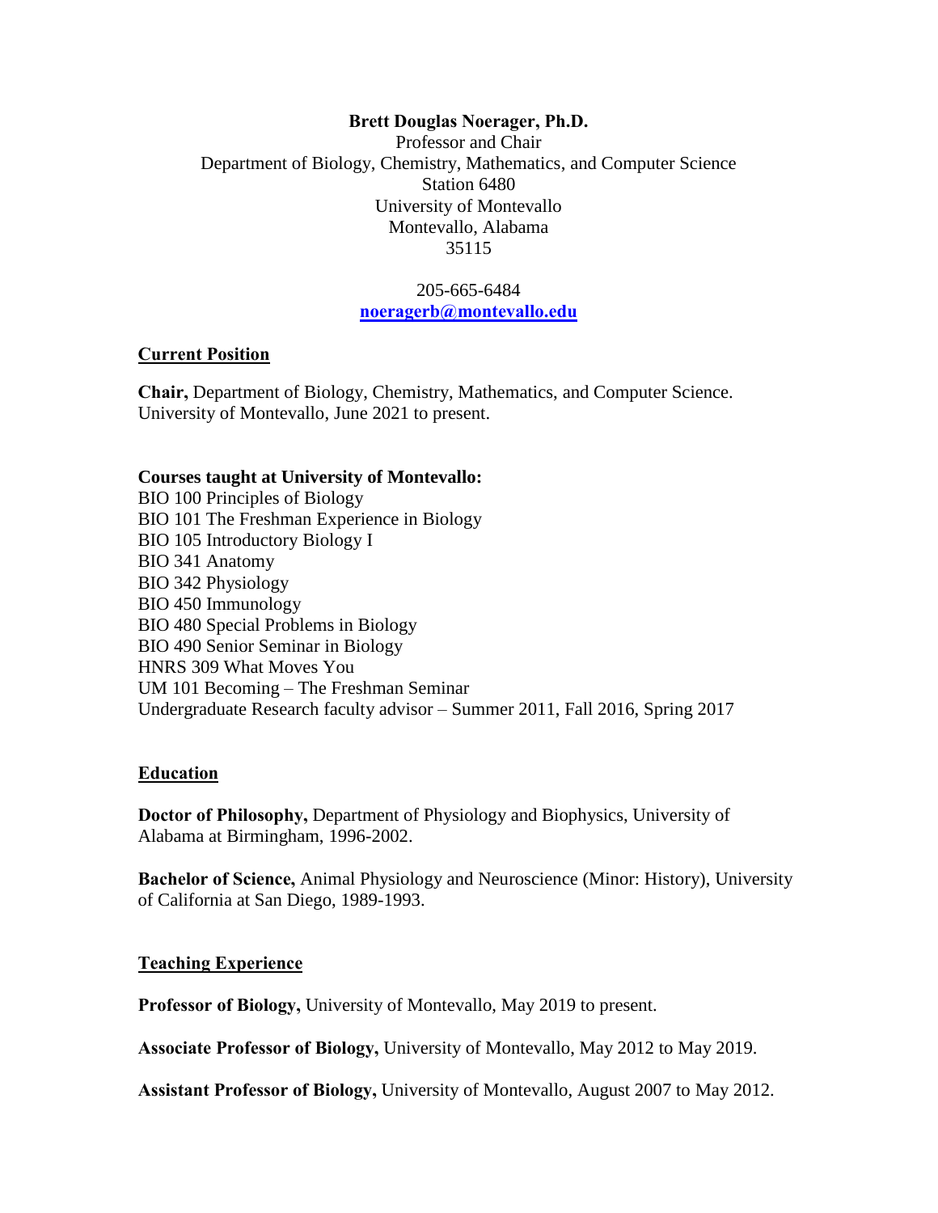**Brett Douglas Noerager, Ph.D.**

Professor and Chair

Department of Biology, Chemistry, Mathematics, and Computer Science

Station 6480

University of Montevallo

Montevallo, Alabama

35115

205-665-6484

**noeragerb@montevallo.edu**

## Current Position

**Chair,** Department of Biology, Chemistry, Mathematics, and Computer Science. University of Montevallo, June 2021 to present.

**Courses taught at University of Montevallo:**

BIO 100 Principles of Biology
BIO 101 The Freshman Experience in Biology
BIO 105 Introductory Biology I
BIO 341 Anatomy
BIO 342 Physiology
BIO 450 Immunology
BIO 480 Special Problems in Biology
BIO 490 Senior Seminar in Biology
HNRS 309 What Moves You
UM 101 Becoming – The Freshman Seminar
Undergraduate Research faculty advisor – Summer 2011, Fall 2016, Spring 2017

## Education

**Doctor of Philosophy,** Department of Physiology and Biophysics, University of Alabama at Birmingham, 1996-2002.

**Bachelor of Science,** Animal Physiology and Neuroscience (Minor: History), University of California at San Diego, 1989-1993.

## Teaching Experience

**Professor of Biology,** University of Montevallo, May 2019 to present.

**Associate Professor of Biology,** University of Montevallo, May 2012 to May 2019.

**Assistant Professor of Biology,** University of Montevallo, August 2007 to May 2012.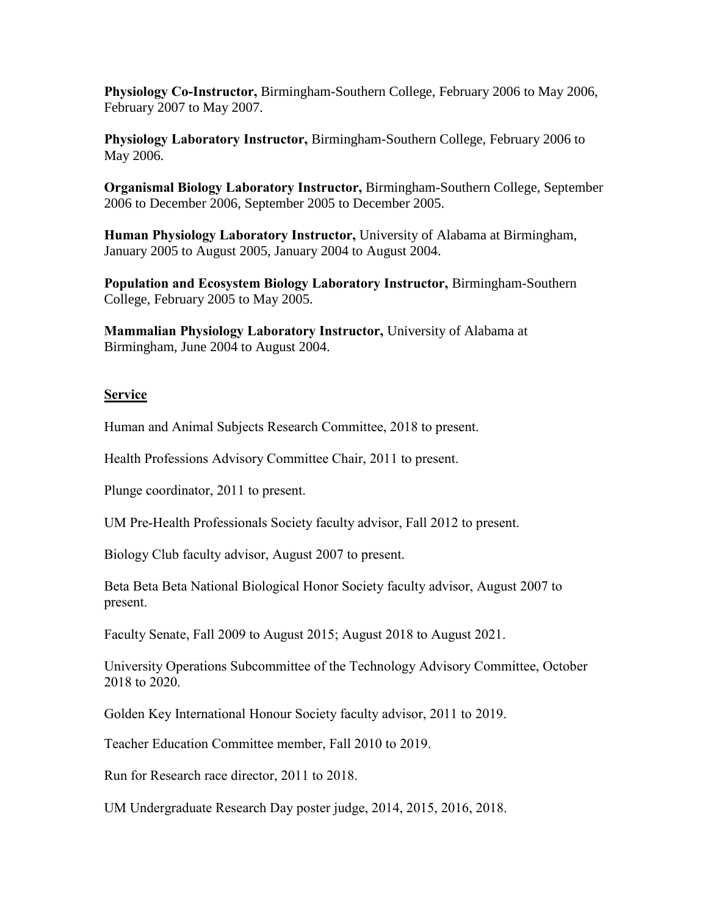**Physiology Co-Instructor,** Birmingham-Southern College, February 2006 to May 2006, February 2007 to May 2007.

**Physiology Laboratory Instructor,** Birmingham-Southern College, February 2006 to May 2006.

**Organismal Biology Laboratory Instructor,** Birmingham-Southern College, September 2006 to December 2006, September 2005 to December 2005.

**Human Physiology Laboratory Instructor,** University of Alabama at Birmingham, January 2005 to August 2005, January 2004 to August 2004.

**Population and Ecosystem Biology Laboratory Instructor,** Birmingham-Southern College, February 2005 to May 2005.

**Mammalian Physiology Laboratory Instructor,** University of Alabama at Birmingham, June 2004 to August 2004.

## Service

Human and Animal Subjects Research Committee, 2018 to present.

Health Professions Advisory Committee Chair, 2011 to present.

Plunge coordinator, 2011 to present.

UM Pre-Health Professionals Society faculty advisor, Fall 2012 to present.

Biology Club faculty advisor, August 2007 to present.

Beta Beta Beta National Biological Honor Society faculty advisor, August 2007 to present.

Faculty Senate, Fall 2009 to August 2015; August 2018 to August 2021.

University Operations Subcommittee of the Technology Advisory Committee, October 2018 to 2020.

Golden Key International Honour Society faculty advisor, 2011 to 2019.

Teacher Education Committee member, Fall 2010 to 2019.

Run for Research race director, 2011 to 2018.

UM Undergraduate Research Day poster judge, 2014, 2015, 2016, 2018.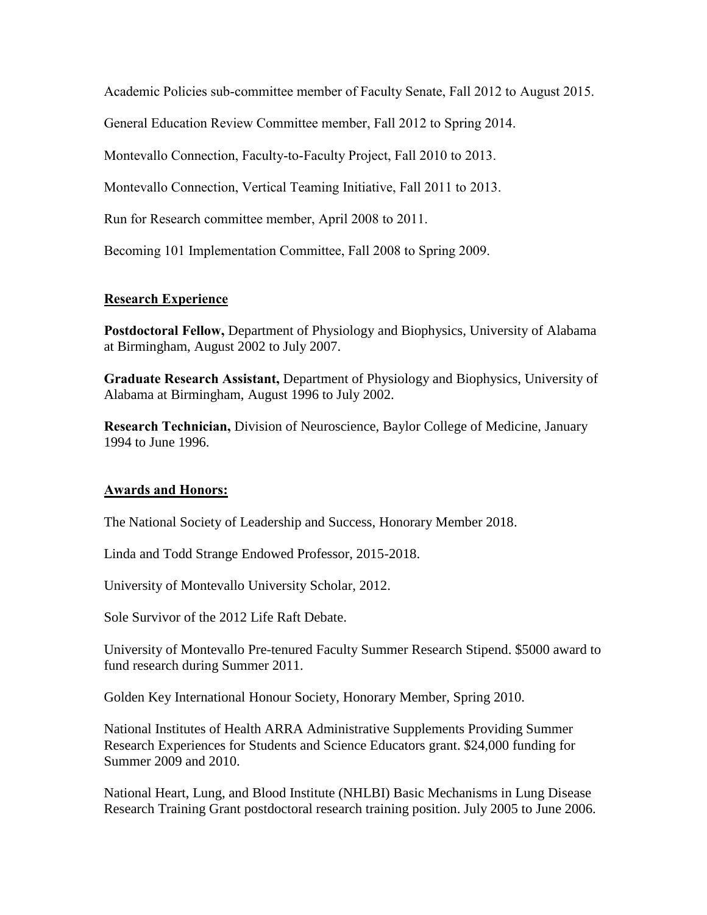Academic Policies sub-committee member of Faculty Senate, Fall 2012 to August 2015.

General Education Review Committee member, Fall 2012 to Spring 2014.

Montevallo Connection, Faculty-to-Faculty Project, Fall 2010 to 2013.

Montevallo Connection, Vertical Teaming Initiative, Fall 2011 to 2013.

Run for Research committee member, April 2008 to 2011.

Becoming 101 Implementation Committee, Fall 2008 to Spring 2009.

## Research Experience

**Postdoctoral Fellow,** Department of Physiology and Biophysics, University of Alabama at Birmingham, August 2002 to July 2007.

**Graduate Research Assistant,** Department of Physiology and Biophysics, University of Alabama at Birmingham, August 1996 to July 2002.

**Research Technician,** Division of Neuroscience, Baylor College of Medicine, January 1994 to June 1996.

## Awards and Honors:

The National Society of Leadership and Success, Honorary Member 2018.

Linda and Todd Strange Endowed Professor, 2015-2018.

University of Montevallo University Scholar, 2012.

Sole Survivor of the 2012 Life Raft Debate.

University of Montevallo Pre-tenured Faculty Summer Research Stipend. $5000 award to fund research during Summer 2011.

Golden Key International Honour Society, Honorary Member, Spring 2010.

National Institutes of Health ARRA Administrative Supplements Providing Summer Research Experiences for Students and Science Educators grant. $24,000 funding for Summer 2009 and 2010.

National Heart, Lung, and Blood Institute (NHLBI) Basic Mechanisms in Lung Disease Research Training Grant postdoctoral research training position. July 2005 to June 2006.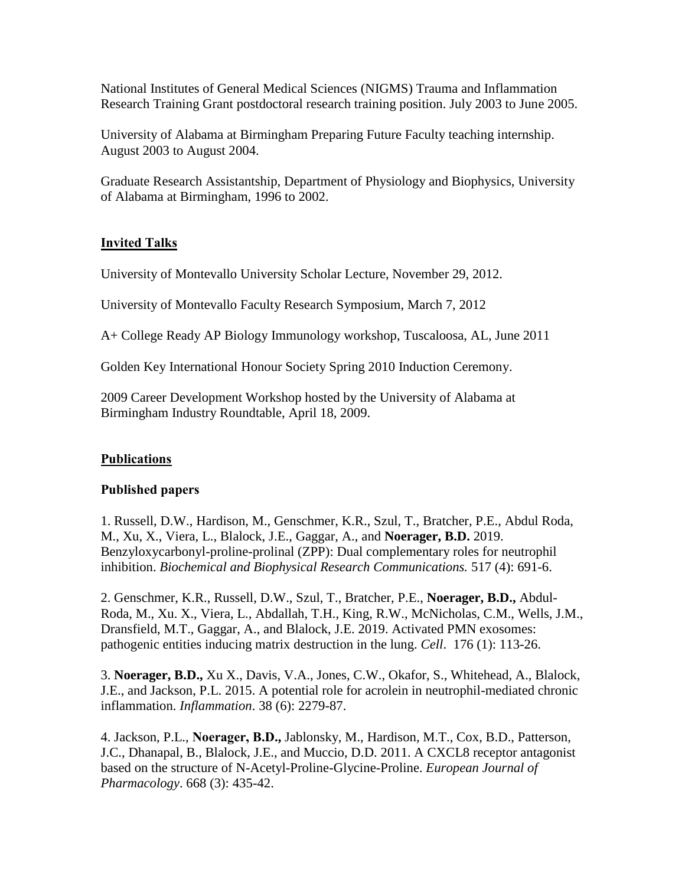National Institutes of General Medical Sciences (NIGMS) Trauma and Inflammation Research Training Grant postdoctoral research training position. July 2003 to June 2005.

University of Alabama at Birmingham Preparing Future Faculty teaching internship. August 2003 to August 2004.

Graduate Research Assistantship, Department of Physiology and Biophysics, University of Alabama at Birmingham, 1996 to 2002.

## Invited Talks

University of Montevallo University Scholar Lecture, November 29, 2012.

University of Montevallo Faculty Research Symposium, March 7, 2012

A+ College Ready AP Biology Immunology workshop, Tuscaloosa, AL, June 2011

Golden Key International Honour Society Spring 2010 Induction Ceremony.

2009 Career Development Workshop hosted by the University of Alabama at Birmingham Industry Roundtable, April 18, 2009.

## Publications

### Published papers

1. Russell, D.W., Hardison, M., Genschmer, K.R., Szul, T., Bratcher, P.E., Abdul Roda, M., Xu, X., Viera, L., Blalock, J.E., Gaggar, A., and **Noerager, B.D.** 2019. Benzyloxycarbonyl-proline-prolinal (ZPP): Dual complementary roles for neutrophil inhibition. *Biochemical and Biophysical Research Communications.* 517 (4): 691-6.

2. Genschmer, K.R., Russell, D.W., Szul, T., Bratcher, P.E., **Noerager, B.D.,** Abdul-Roda, M., Xu. X., Viera, L., Abdallah, T.H., King, R.W., McNicholas, C.M., Wells, J.M., Dransfield, M.T., Gaggar, A., and Blalock, J.E. 2019. Activated PMN exosomes: pathogenic entities inducing matrix destruction in the lung. *Cell*. 176 (1): 113-26.

3. **Noerager, B.D.,** Xu X., Davis, V.A., Jones, C.W., Okafor, S., Whitehead, A., Blalock, J.E., and Jackson, P.L. 2015. A potential role for acrolein in neutrophil-mediated chronic inflammation. *Inflammation*. 38 (6): 2279-87.

4. Jackson, P.L., **Noerager, B.D.,** Jablonsky, M., Hardison, M.T., Cox, B.D., Patterson, J.C., Dhanapal, B., Blalock, J.E., and Muccio, D.D. 2011. A CXCL8 receptor antagonist based on the structure of N-Acetyl-Proline-Glycine-Proline. *European Journal of Pharmacology*. 668 (3): 435-42.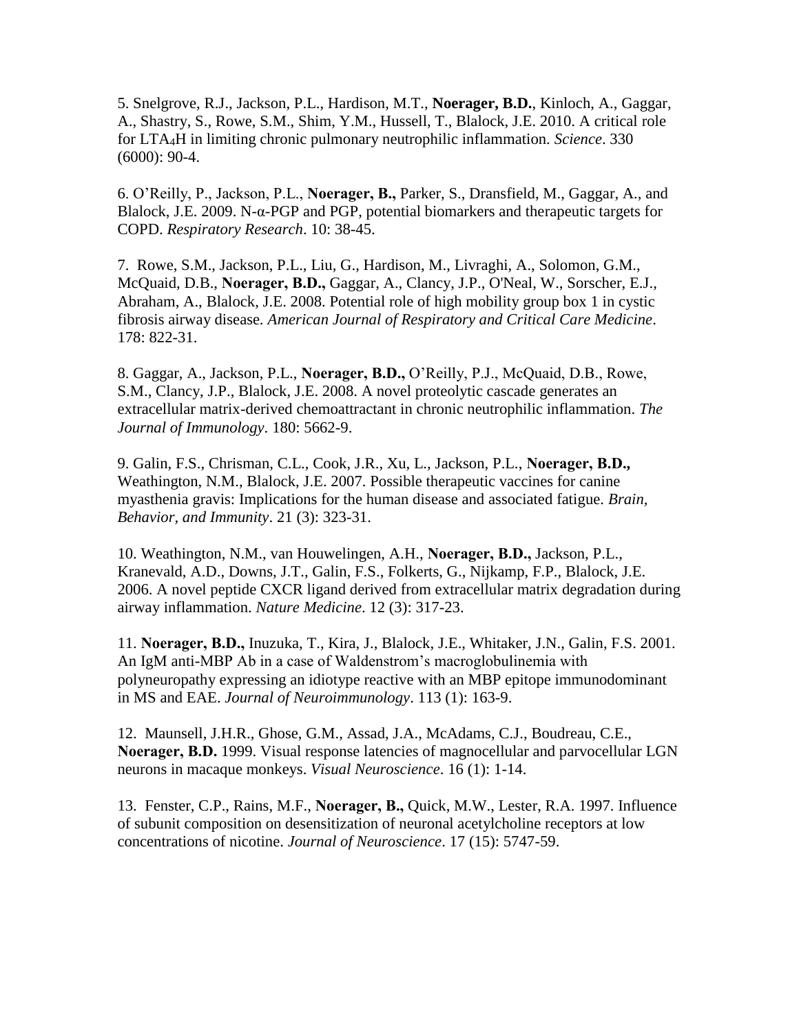5. Snelgrove, R.J., Jackson, P.L., Hardison, M.T., **Noerager, B.D.**, Kinloch, A., Gaggar, A., Shastry, S., Rowe, S.M., Shim, Y.M., Hussell, T., Blalock, J.E. 2010. A critical role for $LTA_4H$ in limiting chronic pulmonary neutrophilic inflammation. *Science*. 330 (6000): 90-4.

6. O'Reilly, P., Jackson, P.L., **Noerager, B.,** Parker, S., Dransfield, M., Gaggar, A., and Blalock, J.E. 2009. N-α-PGP and PGP, potential biomarkers and therapeutic targets for COPD. *Respiratory Research*. 10: 38-45.

7. Rowe, S.M., Jackson, P.L., Liu, G., Hardison, M., Livraghi, A., Solomon, G.M., McQuaid, D.B., **Noerager, B.D.,** Gaggar, A., Clancy, J.P., O'Neal, W., Sorscher, E.J., Abraham, A., Blalock, J.E. 2008. Potential role of high mobility group box 1 in cystic fibrosis airway disease. *American Journal of Respiratory and Critical Care Medicine*. 178: 822-31.

8. Gaggar, A., Jackson, P.L., **Noerager, B.D.,** O'Reilly, P.J., McQuaid, D.B., Rowe, S.M., Clancy, J.P., Blalock, J.E. 2008. A novel proteolytic cascade generates an extracellular matrix-derived chemoattractant in chronic neutrophilic inflammation. *The Journal of Immunology*. 180: 5662-9.

9. Galin, F.S., Chrisman, C.L., Cook, J.R., Xu, L., Jackson, P.L., **Noerager, B.D.,** Weathington, N.M., Blalock, J.E. 2007. Possible therapeutic vaccines for canine myasthenia gravis: Implications for the human disease and associated fatigue. *Brain, Behavior, and Immunity*. 21 (3): 323-31.

10. Weathington, N.M., van Houwelingen, A.H., **Noerager, B.D.,** Jackson, P.L., Kranevald, A.D., Downs, J.T., Galin, F.S., Folkerts, G., Nijkamp, F.P., Blalock, J.E. 2006. A novel peptide CXCR ligand derived from extracellular matrix degradation during airway inflammation. *Nature Medicine*. 12 (3): 317-23.

11. **Noerager, B.D.,** Inuzuka, T., Kira, J., Blalock, J.E., Whitaker, J.N., Galin, F.S. 2001. An IgM anti-MBP Ab in a case of Waldenstrom's macroglobulinemia with polyneuropathy expressing an idiotype reactive with an MBP epitope immunodominant in MS and EAE. *Journal of Neuroimmunology*. 113 (1): 163-9.

12. Maunsell, J.H.R., Ghose, G.M., Assad, J.A., McAdams, C.J., Boudreau, C.E., **Noerager, B.D.** 1999. Visual response latencies of magnocellular and parvocellular LGN neurons in macaque monkeys. *Visual Neuroscience*. 16 (1): 1-14.

13. Fenster, C.P., Rains, M.F., **Noerager, B.,** Quick, M.W., Lester, R.A. 1997. Influence of subunit composition on desensitization of neuronal acetylcholine receptors at low concentrations of nicotine. *Journal of Neuroscience*. 17 (15): 5747-59.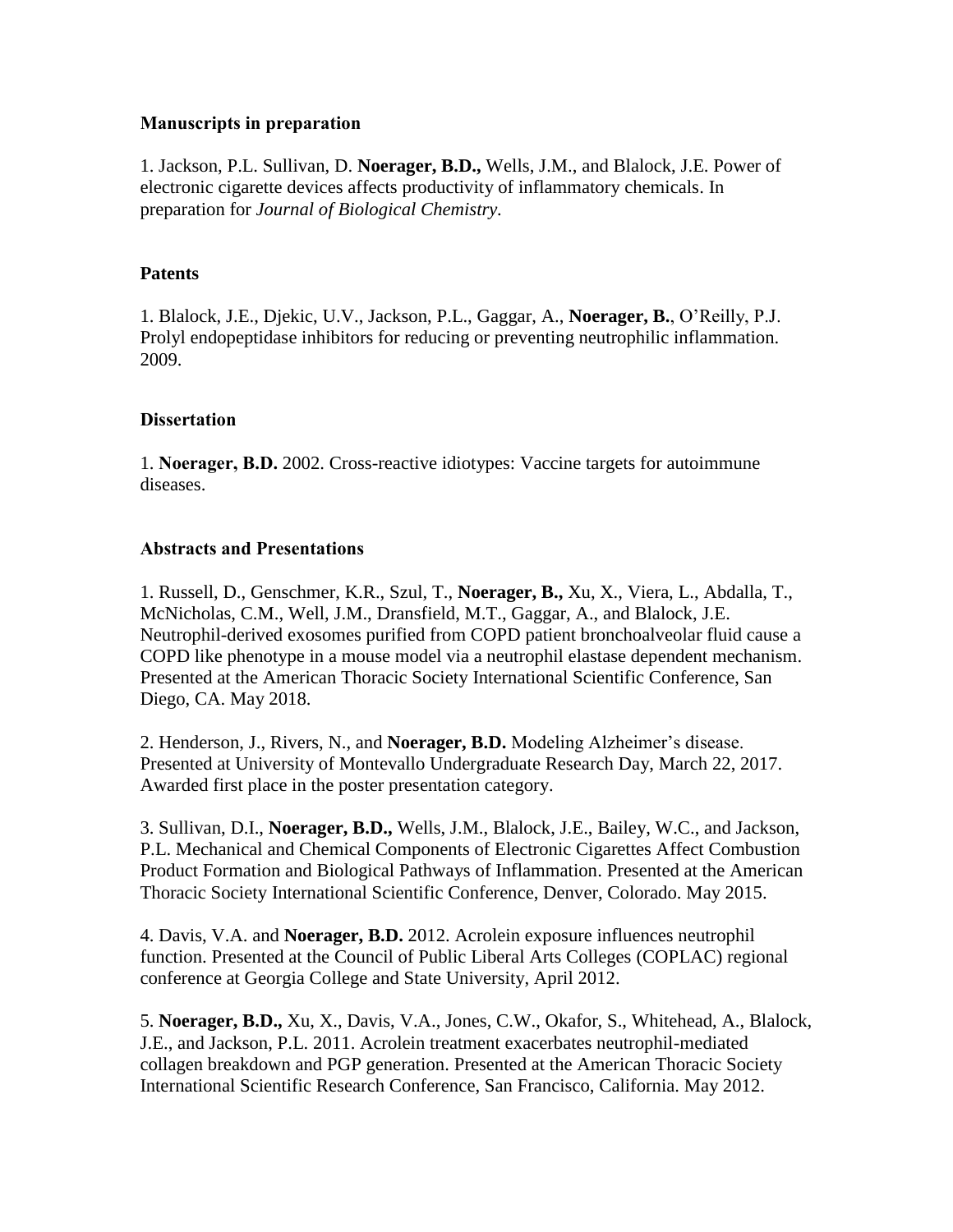**Manuscripts in preparation**

1. Jackson, P.L. Sullivan, D. **Noerager, B.D.,** Wells, J.M., and Blalock, J.E. Power of electronic cigarette devices affects productivity of inflammatory chemicals. In preparation for *Journal of Biological Chemistry*.

**Patents**

1. Blalock, J.E., Djekic, U.V., Jackson, P.L., Gaggar, A., **Noerager, B.**, O'Reilly, P.J. Prolyl endopeptidase inhibitors for reducing or preventing neutrophilic inflammation. 2009.

**Dissertation**

1. **Noerager, B.D.** 2002. Cross-reactive idiotypes: Vaccine targets for autoimmune diseases.

**Abstracts and Presentations**

1. Russell, D., Genschmer, K.R., Szul, T., **Noerager, B.,** Xu, X., Viera, L., Abdalla, T., McNicholas, C.M., Well, J.M., Dransfield, M.T., Gaggar, A., and Blalock, J.E. Neutrophil-derived exosomes purified from COPD patient bronchoalveolar fluid cause a COPD like phenotype in a mouse model via a neutrophil elastase dependent mechanism. Presented at the American Thoracic Society International Scientific Conference, San Diego, CA. May 2018.

2. Henderson, J., Rivers, N., and **Noerager, B.D.** Modeling Alzheimer's disease. Presented at University of Montevallo Undergraduate Research Day, March 22, 2017. Awarded first place in the poster presentation category.

3. Sullivan, D.I., **Noerager, B.D.,** Wells, J.M., Blalock, J.E., Bailey, W.C., and Jackson, P.L. Mechanical and Chemical Components of Electronic Cigarettes Affect Combustion Product Formation and Biological Pathways of Inflammation. Presented at the American Thoracic Society International Scientific Conference, Denver, Colorado. May 2015.

4. Davis, V.A. and **Noerager, B.D.** 2012. Acrolein exposure influences neutrophil function. Presented at the Council of Public Liberal Arts Colleges (COPLAC) regional conference at Georgia College and State University, April 2012.

5. **Noerager, B.D.,** Xu, X., Davis, V.A., Jones, C.W., Okafor, S., Whitehead, A., Blalock, J.E., and Jackson, P.L. 2011. Acrolein treatment exacerbates neutrophil-mediated collagen breakdown and PGP generation. Presented at the American Thoracic Society International Scientific Research Conference, San Francisco, California. May 2012.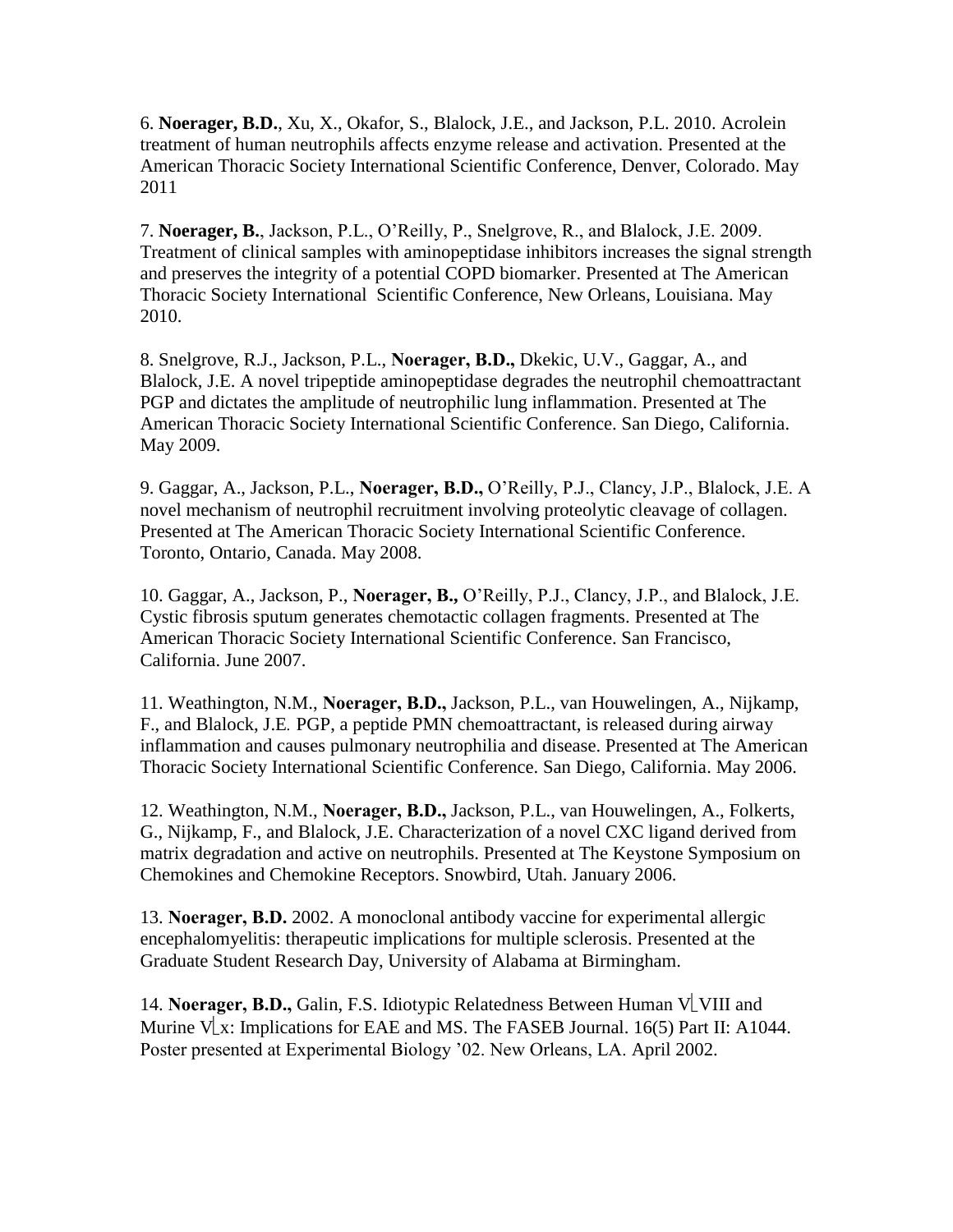6. **Noerager, B.D.**, Xu, X., Okafor, S., Blalock, J.E., and Jackson, P.L. 2010. Acrolein treatment of human neutrophils affects enzyme release and activation. Presented at the American Thoracic Society International Scientific Conference, Denver, Colorado. May 2011

7. **Noerager, B.**, Jackson, P.L., O'Reilly, P., Snelgrove, R., and Blalock, J.E. 2009. Treatment of clinical samples with aminopeptidase inhibitors increases the signal strength and preserves the integrity of a potential COPD biomarker. Presented at The American Thoracic Society International Scientific Conference, New Orleans, Louisiana. May 2010.

8. Snelgrove, R.J., Jackson, P.L., **Noerager, B.D.,** Dkekic, U.V., Gaggar, A., and Blalock, J.E. A novel tripeptide aminopeptidase degrades the neutrophil chemoattractant PGP and dictates the amplitude of neutrophilic lung inflammation. Presented at The American Thoracic Society International Scientific Conference. San Diego, California. May 2009.

9. Gaggar, A., Jackson, P.L., **Noerager, B.D.,** O'Reilly, P.J., Clancy, J.P., Blalock, J.E. A novel mechanism of neutrophil recruitment involving proteolytic cleavage of collagen. Presented at The American Thoracic Society International Scientific Conference. Toronto, Ontario, Canada. May 2008.

10. Gaggar, A., Jackson, P., **Noerager, B.,** O'Reilly, P.J., Clancy, J.P., and Blalock, J.E. Cystic fibrosis sputum generates chemotactic collagen fragments. Presented at The American Thoracic Society International Scientific Conference. San Francisco, California. June 2007.

11. Weathington, N.M., **Noerager, B.D.,** Jackson, P.L., van Houwelingen, A., Nijkamp, F., and Blalock, J.E. PGP, a peptide PMN chemoattractant, is released during airway inflammation and causes pulmonary neutrophilia and disease. Presented at The American Thoracic Society International Scientific Conference. San Diego, California. May 2006.

12. Weathington, N.M., **Noerager, B.D.,** Jackson, P.L., van Houwelingen, A., Folkerts, G., Nijkamp, F., and Blalock, J.E. Characterization of a novel CXC ligand derived from matrix degradation and active on neutrophils. Presented at The Keystone Symposium on Chemokines and Chemokine Receptors. Snowbird, Utah. January 2006.

13. **Noerager, B.D.** 2002. A monoclonal antibody vaccine for experimental allergic encephalomyelitis: therapeutic implications for multiple sclerosis. Presented at the Graduate Student Research Day, University of Alabama at Birmingham.

14. **Noerager, B.D.,** Galin, F.S. Idiotypic Relatedness Between Human V⎿VIII and Murine V⎿x: Implications for EAE and MS. The FASEB Journal. 16(5) Part II: A1044. Poster presented at Experimental Biology '02. New Orleans, LA. April 2002.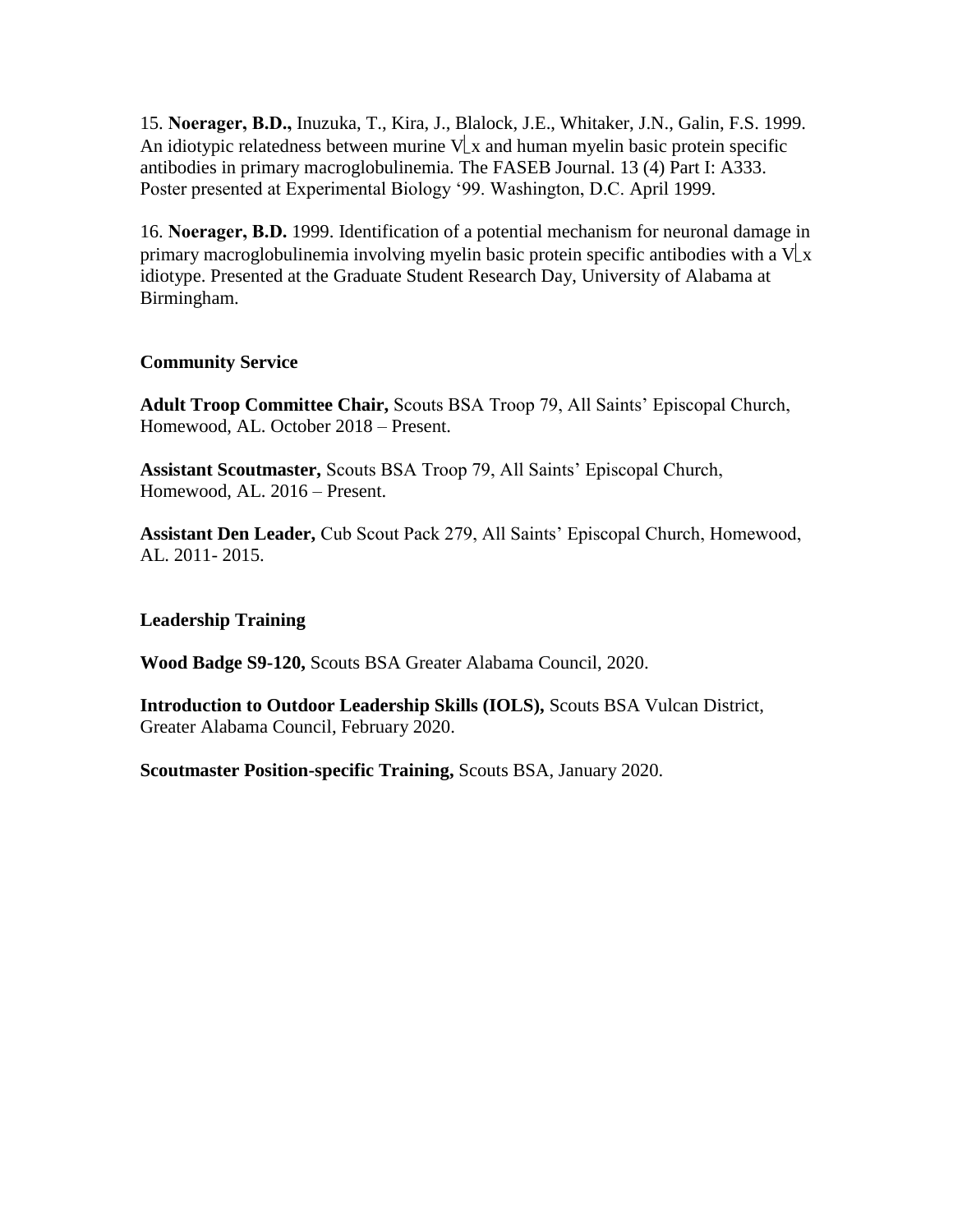15. **Noerager, B.D.,** Inuzuka, T., Kira, J., Blalock, J.E., Whitaker, J.N., Galin, F.S. 1999. An idiotypic relatedness between murine V⎿x and human myelin basic protein specific antibodies in primary macroglobulinemia. The FASEB Journal. 13 (4) Part I: A333. Poster presented at Experimental Biology '99. Washington, D.C. April 1999.

16. **Noerager, B.D.** 1999. Identification of a potential mechanism for neuronal damage in primary macroglobulinemia involving myelin basic protein specific antibodies with a V⎿x idiotype. Presented at the Graduate Student Research Day, University of Alabama at Birmingham.

## Community Service

**Adult Troop Committee Chair,** Scouts BSA Troop 79, All Saints' Episcopal Church, Homewood, AL. October 2018 – Present.

**Assistant Scoutmaster,** Scouts BSA Troop 79, All Saints' Episcopal Church, Homewood, AL. 2016 – Present.

**Assistant Den Leader,** Cub Scout Pack 279, All Saints' Episcopal Church, Homewood, AL. 2011- 2015.

## Leadership Training

**Wood Badge S9-120,** Scouts BSA Greater Alabama Council, 2020.

**Introduction to Outdoor Leadership Skills (IOLS),** Scouts BSA Vulcan District, Greater Alabama Council, February 2020.

**Scoutmaster Position-specific Training,** Scouts BSA, January 2020.